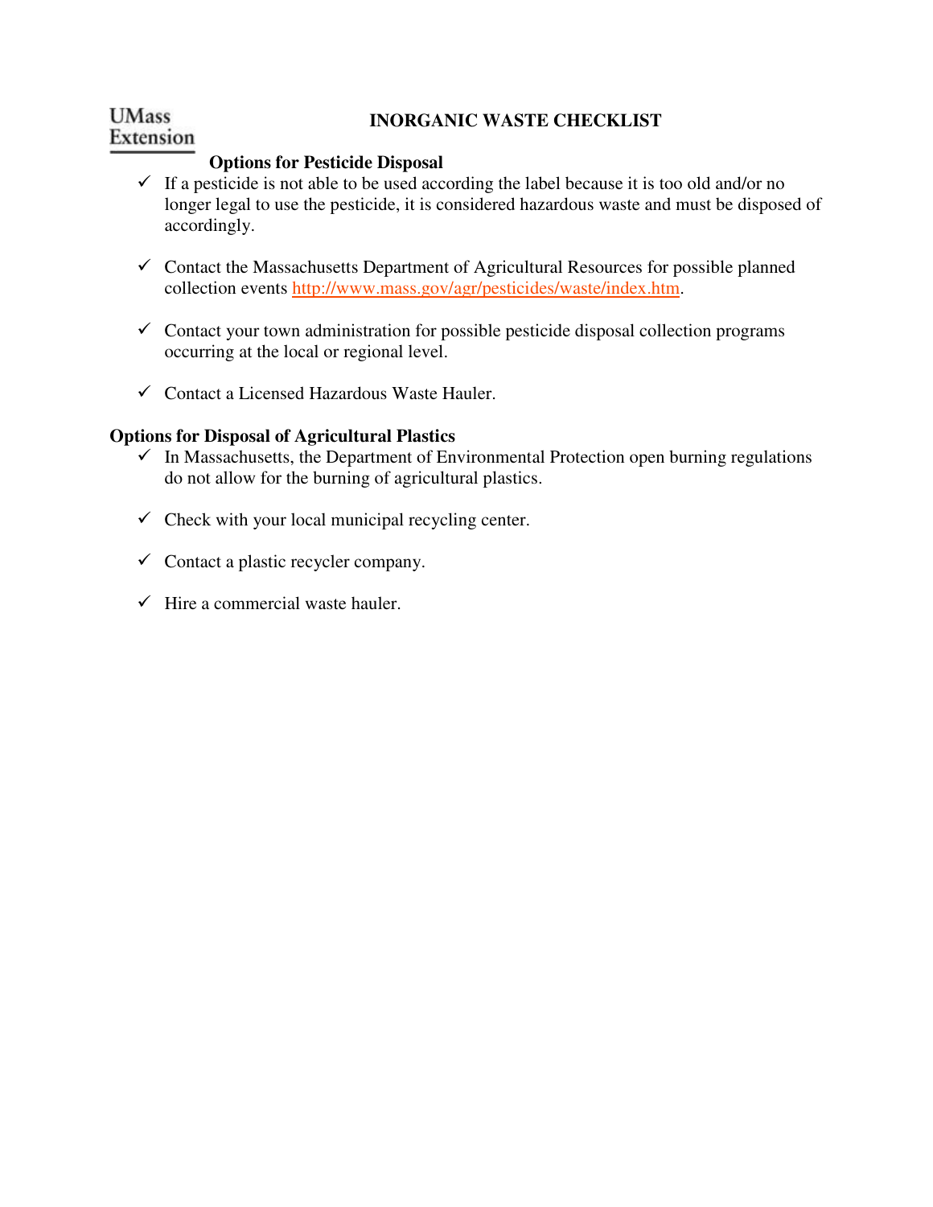UMass Extension

# INORGANIC WASTE CHECKLIST

## Options for Pesticide Disposal

- ✓ If a pesticide is not able to be used according the label because it is too old and/or no longer legal to use the pesticide, it is considered hazardous waste and must be disposed of accordingly.
- ✓ Contact the Massachusetts Department of Agricultural Resources for possible planned collection events http://www.mass.gov/agr/pesticides/waste/index.htm.
- ✓ Contact your town administration for possible pesticide disposal collection programs occurring at the local or regional level.
- ✓ Contact a Licensed Hazardous Waste Hauler.

## Options for Disposal of Agricultural Plastics

- ✓ In Massachusetts, the Department of Environmental Protection open burning regulations do not allow for the burning of agricultural plastics.
- ✓ Check with your local municipal recycling center.
- ✓ Contact a plastic recycler company.
- ✓ Hire a commercial waste hauler.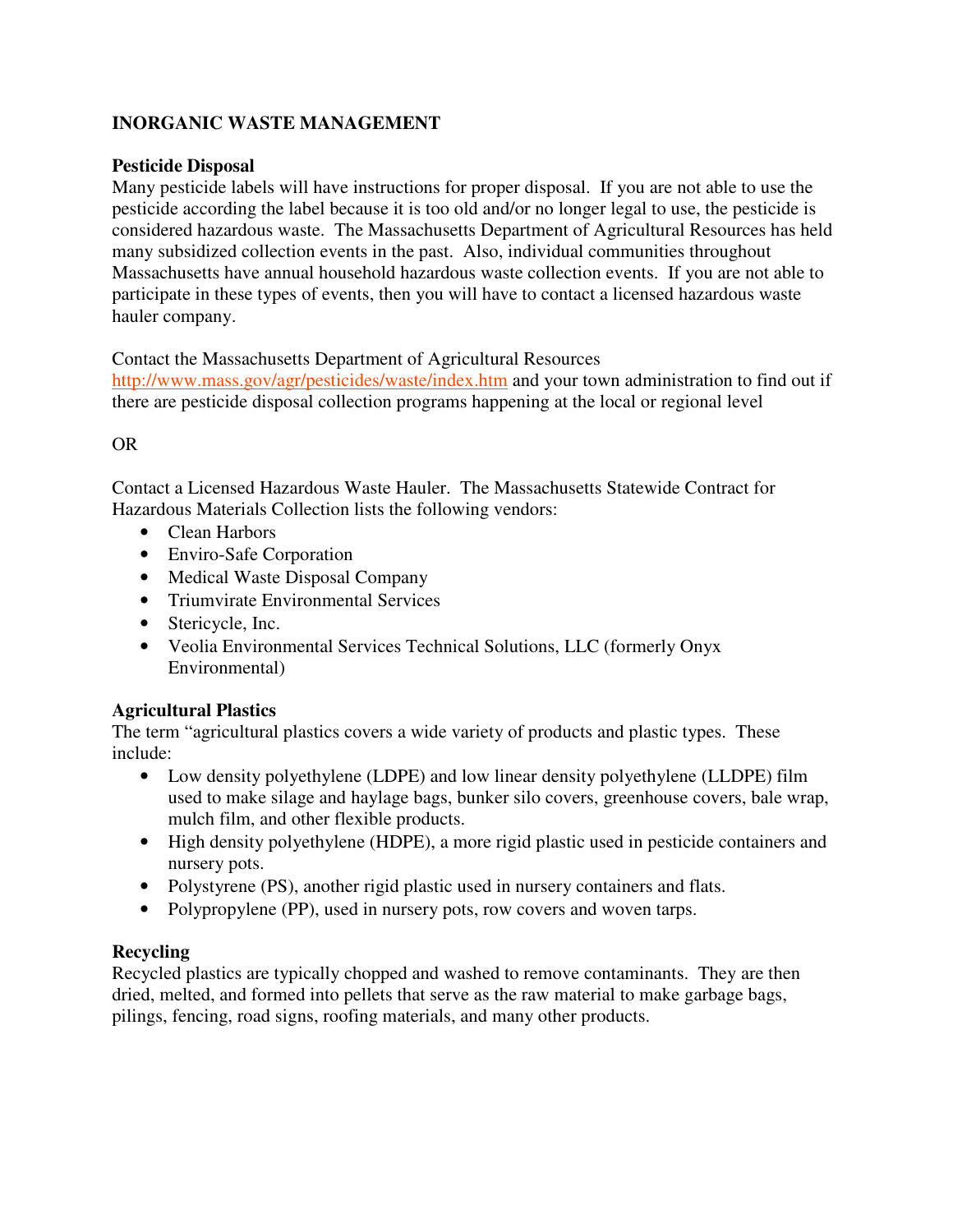## INORGANIC WASTE MANAGEMENT

### Pesticide Disposal

Many pesticide labels will have instructions for proper disposal. If you are not able to use the pesticide according the label because it is too old and/or no longer legal to use, the pesticide is considered hazardous waste. The Massachusetts Department of Agricultural Resources has held many subsidized collection events in the past. Also, individual communities throughout Massachusetts have annual household hazardous waste collection events. If you are not able to participate in these types of events, then you will have to contact a licensed hazardous waste hauler company.

Contact the Massachusetts Department of Agricultural Resources http://www.mass.gov/agr/pesticides/waste/index.htm and your town administration to find out if there are pesticide disposal collection programs happening at the local or regional level

OR

Contact a Licensed Hazardous Waste Hauler. The Massachusetts Statewide Contract for Hazardous Materials Collection lists the following vendors:

- Clean Harbors
- Enviro-Safe Corporation
- Medical Waste Disposal Company
- Triumvirate Environmental Services
- Stericycle, Inc.
- Veolia Environmental Services Technical Solutions, LLC (formerly Onyx Environmental)

### Agricultural Plastics

The term "agricultural plastics covers a wide variety of products and plastic types. These include:

- Low density polyethylene (LDPE) and low linear density polyethylene (LLDPE) film used to make silage and haylage bags, bunker silo covers, greenhouse covers, bale wrap, mulch film, and other flexible products.
- High density polyethylene (HDPE), a more rigid plastic used in pesticide containers and nursery pots.
- Polystyrene (PS), another rigid plastic used in nursery containers and flats.
- Polypropylene (PP), used in nursery pots, row covers and woven tarps.

### Recycling

Recycled plastics are typically chopped and washed to remove contaminants. They are then dried, melted, and formed into pellets that serve as the raw material to make garbage bags, pilings, fencing, road signs, roofing materials, and many other products.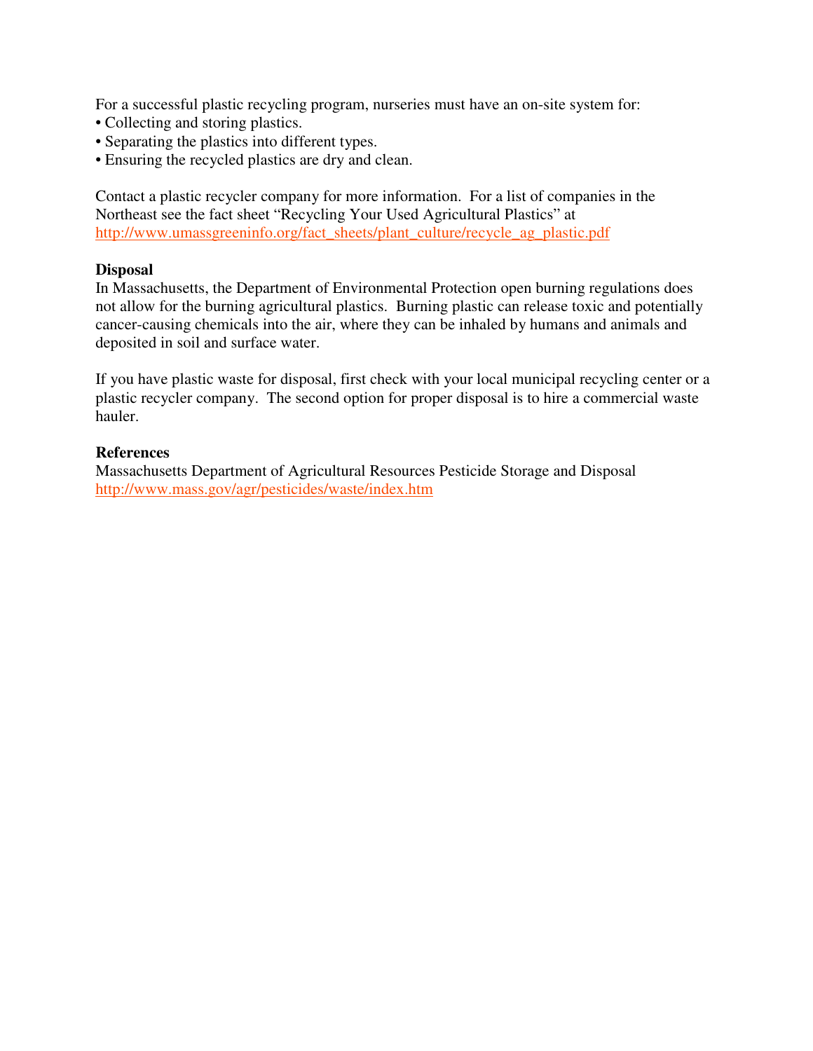For a successful plastic recycling program, nurseries must have an on-site system for:

- Collecting and storing plastics.
- Separating the plastics into different types.
- Ensuring the recycled plastics are dry and clean.

Contact a plastic recycler company for more information. For a list of companies in the Northeast see the fact sheet "Recycling Your Used Agricultural Plastics" at http://www.umassgreeninfo.org/fact_sheets/plant_culture/recycle_ag_plastic.pdf

**Disposal**

In Massachusetts, the Department of Environmental Protection open burning regulations does not allow for the burning agricultural plastics. Burning plastic can release toxic and potentially cancer-causing chemicals into the air, where they can be inhaled by humans and animals and deposited in soil and surface water.

If you have plastic waste for disposal, first check with your local municipal recycling center or a plastic recycler company. The second option for proper disposal is to hire a commercial waste hauler.

**References**

Massachusetts Department of Agricultural Resources Pesticide Storage and Disposal http://www.mass.gov/agr/pesticides/waste/index.htm